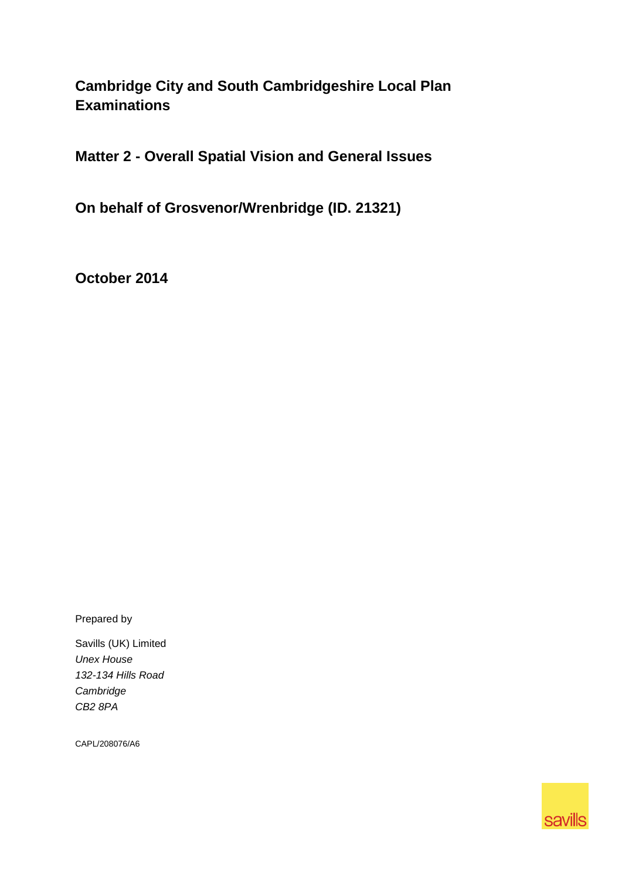# Cambridge City and South Cambridgeshire Local Plan Examinations

## Matter 2 - Overall Spatial Vision and General Issues

## On behalf of Grosvenor/Wrenbridge (ID. 21321)

**October 2014**

Prepared by

Savills (UK) Limited
*Unex House*
*132-134 Hills Road*
*Cambridge*
*CB2 8PA*

CAPL/208076/A6

savills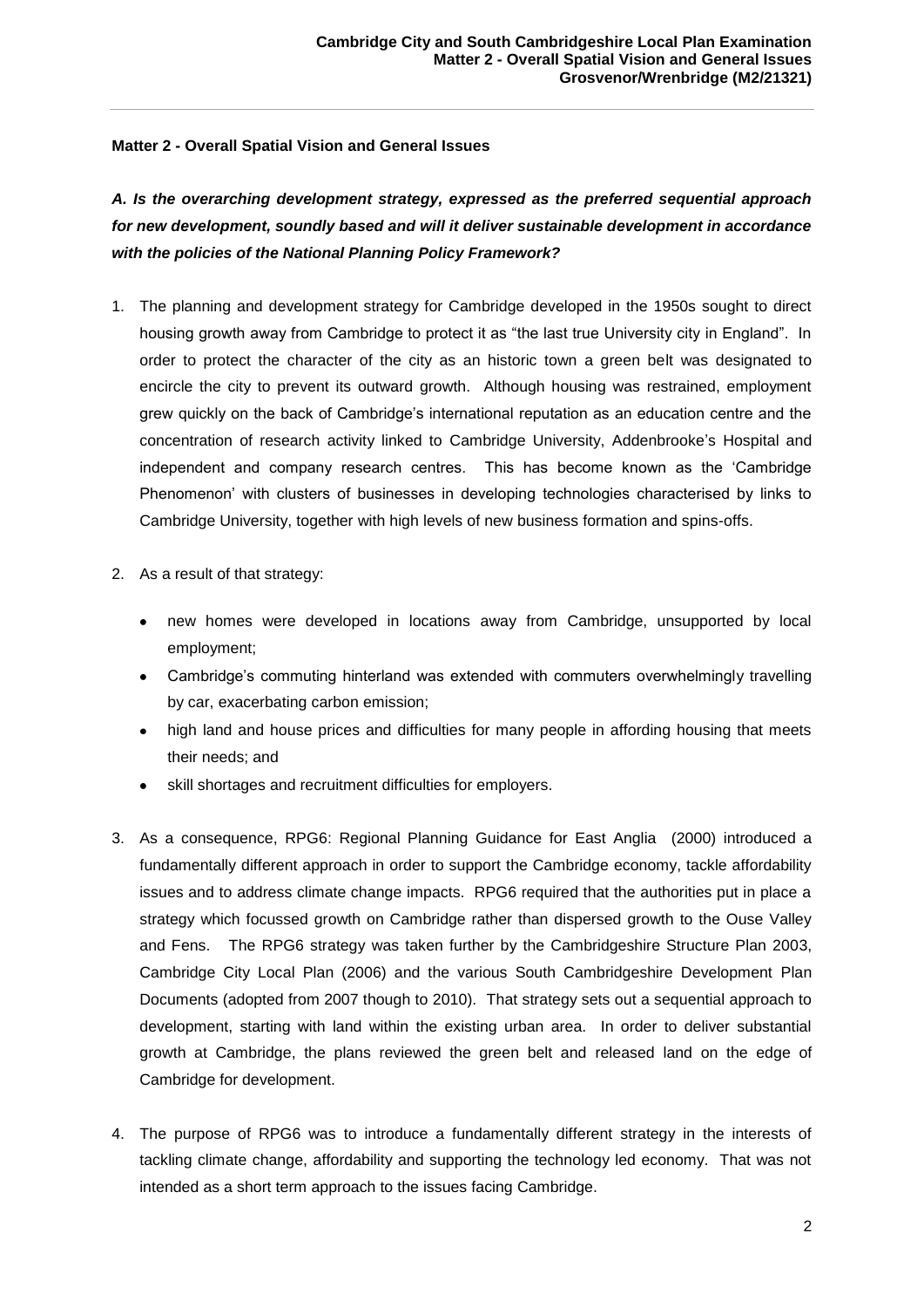**Matter 2 - Overall Spatial Vision and General Issues**

***A. Is the overarching development strategy, expressed as the preferred sequential approach for new development, soundly based and will it deliver sustainable development in accordance with the policies of the National Planning Policy Framework?***

1. The planning and development strategy for Cambridge developed in the 1950s sought to direct housing growth away from Cambridge to protect it as "the last true University city in England". In order to protect the character of the city as an historic town a green belt was designated to encircle the city to prevent its outward growth. Although housing was restrained, employment grew quickly on the back of Cambridge's international reputation as an education centre and the concentration of research activity linked to Cambridge University, Addenbrooke's Hospital and independent and company research centres. This has become known as the 'Cambridge Phenomenon' with clusters of businesses in developing technologies characterised by links to Cambridge University, together with high levels of new business formation and spins-offs.

2. As a result of that strategy:

   - new homes were developed in locations away from Cambridge, unsupported by local employment;
   - Cambridge's commuting hinterland was extended with commuters overwhelmingly travelling by car, exacerbating carbon emission;
   - high land and house prices and difficulties for many people in affording housing that meets their needs; and
   - skill shortages and recruitment difficulties for employers.

3. As a consequence, RPG6: Regional Planning Guidance for East Anglia (2000) introduced a fundamentally different approach in order to support the Cambridge economy, tackle affordability issues and to address climate change impacts. RPG6 required that the authorities put in place a strategy which focussed growth on Cambridge rather than dispersed growth to the Ouse Valley and Fens. The RPG6 strategy was taken further by the Cambridgeshire Structure Plan 2003, Cambridge City Local Plan (2006) and the various South Cambridgeshire Development Plan Documents (adopted from 2007 though to 2010). That strategy sets out a sequential approach to development, starting with land within the existing urban area. In order to deliver substantial growth at Cambridge, the plans reviewed the green belt and released land on the edge of Cambridge for development.

4. The purpose of RPG6 was to introduce a fundamentally different strategy in the interests of tackling climate change, affordability and supporting the technology led economy. That was not intended as a short term approach to the issues facing Cambridge.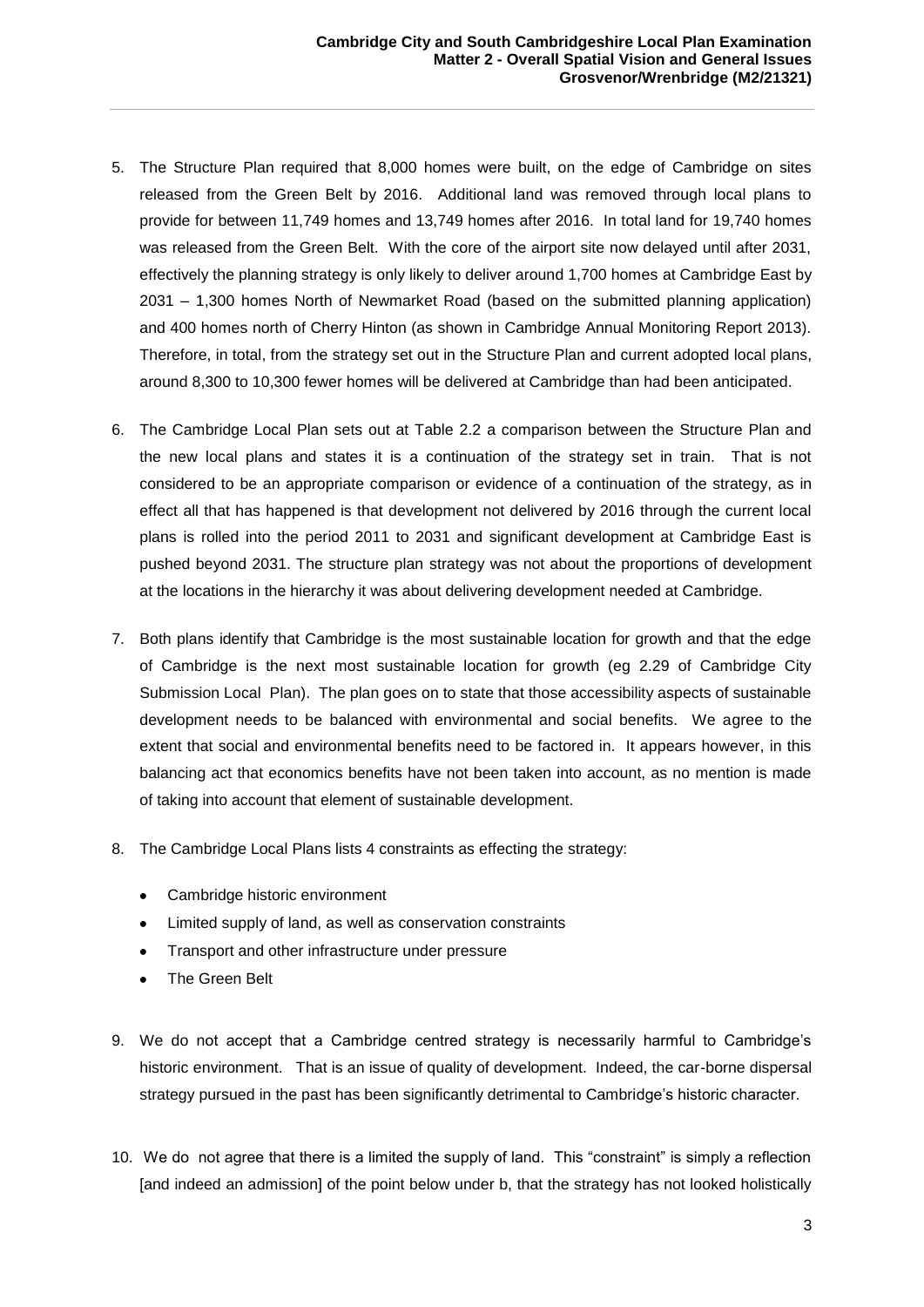5. The Structure Plan required that 8,000 homes were built, on the edge of Cambridge on sites released from the Green Belt by 2016. Additional land was removed through local plans to provide for between 11,749 homes and 13,749 homes after 2016. In total land for 19,740 homes was released from the Green Belt. With the core of the airport site now delayed until after 2031, effectively the planning strategy is only likely to deliver around 1,700 homes at Cambridge East by 2031 – 1,300 homes North of Newmarket Road (based on the submitted planning application) and 400 homes north of Cherry Hinton (as shown in Cambridge Annual Monitoring Report 2013). Therefore, in total, from the strategy set out in the Structure Plan and current adopted local plans, around 8,300 to 10,300 fewer homes will be delivered at Cambridge than had been anticipated.

6. The Cambridge Local Plan sets out at Table 2.2 a comparison between the Structure Plan and the new local plans and states it is a continuation of the strategy set in train. That is not considered to be an appropriate comparison or evidence of a continuation of the strategy, as in effect all that has happened is that development not delivered by 2016 through the current local plans is rolled into the period 2011 to 2031 and significant development at Cambridge East is pushed beyond 2031. The structure plan strategy was not about the proportions of development at the locations in the hierarchy it was about delivering development needed at Cambridge.

7. Both plans identify that Cambridge is the most sustainable location for growth and that the edge of Cambridge is the next most sustainable location for growth (eg 2.29 of Cambridge City Submission Local Plan). The plan goes on to state that those accessibility aspects of sustainable development needs to be balanced with environmental and social benefits. We agree to the extent that social and environmental benefits need to be factored in. It appears however, in this balancing act that economics benefits have not been taken into account, as no mention is made of taking into account that element of sustainable development.

8. The Cambridge Local Plans lists 4 constraints as effecting the strategy:

   - Cambridge historic environment
   - Limited supply of land, as well as conservation constraints
   - Transport and other infrastructure under pressure
   - The Green Belt

9. We do not accept that a Cambridge centred strategy is necessarily harmful to Cambridge's historic environment. That is an issue of quality of development. Indeed, the car-borne dispersal strategy pursued in the past has been significantly detrimental to Cambridge's historic character.

10. We do not agree that there is a limited the supply of land. This "constraint" is simply a reflection [and indeed an admission] of the point below under b, that the strategy has not looked holistically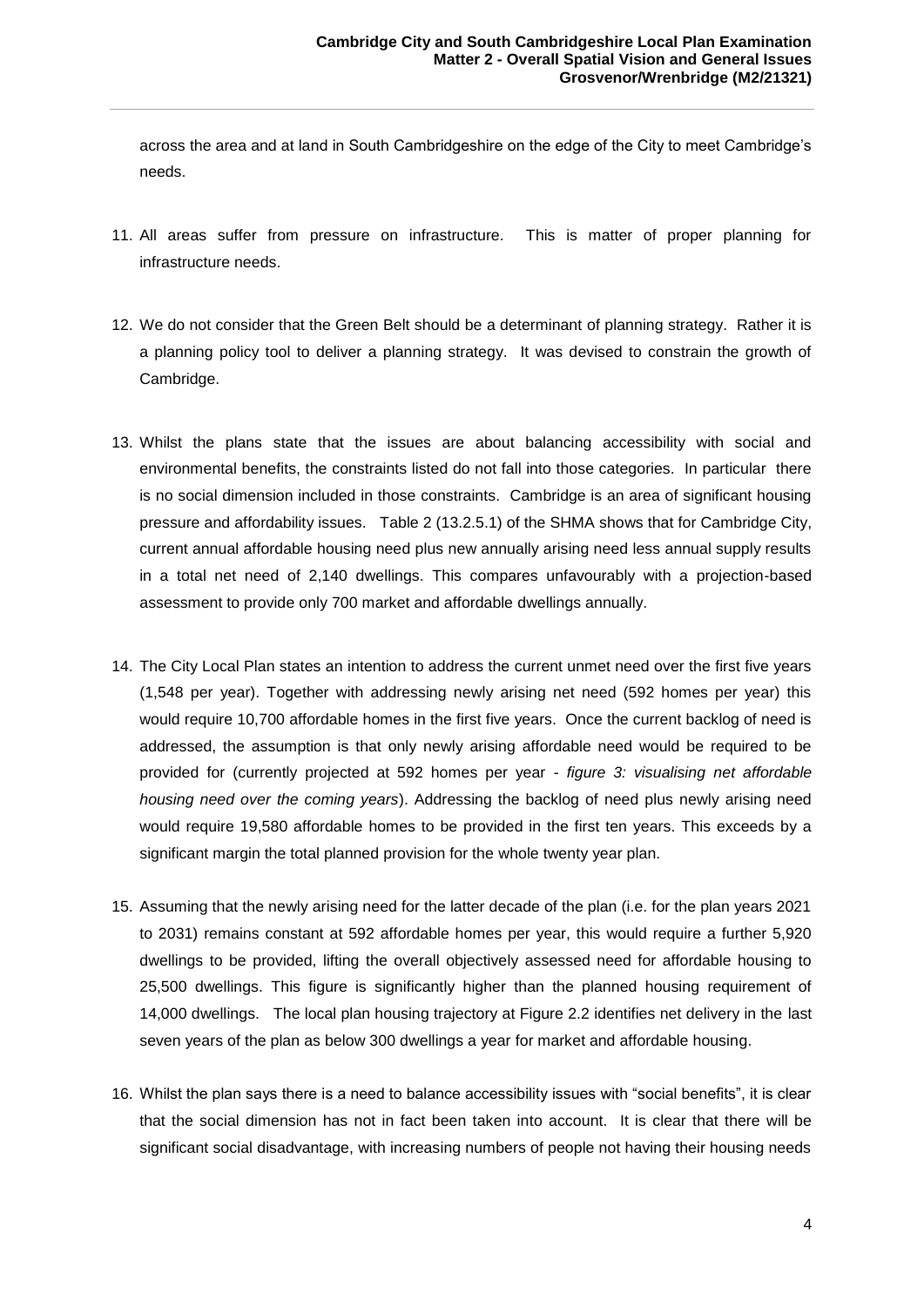across the area and at land in South Cambridgeshire on the edge of the City to meet Cambridge's needs.

11. All areas suffer from pressure on infrastructure. This is matter of proper planning for infrastructure needs.

12. We do not consider that the Green Belt should be a determinant of planning strategy. Rather it is a planning policy tool to deliver a planning strategy. It was devised to constrain the growth of Cambridge.

13. Whilst the plans state that the issues are about balancing accessibility with social and environmental benefits, the constraints listed do not fall into those categories. In particular there is no social dimension included in those constraints. Cambridge is an area of significant housing pressure and affordability issues. Table 2 (13.2.5.1) of the SHMA shows that for Cambridge City, current annual affordable housing need plus new annually arising need less annual supply results in a total net need of 2,140 dwellings. This compares unfavourably with a projection-based assessment to provide only 700 market and affordable dwellings annually.

14. The City Local Plan states an intention to address the current unmet need over the first five years (1,548 per year). Together with addressing newly arising net need (592 homes per year) this would require 10,700 affordable homes in the first five years. Once the current backlog of need is addressed, the assumption is that only newly arising affordable need would be required to be provided for (currently projected at 592 homes per year - *figure 3: visualising net affordable housing need over the coming years*). Addressing the backlog of need plus newly arising need would require 19,580 affordable homes to be provided in the first ten years. This exceeds by a significant margin the total planned provision for the whole twenty year plan.

15. Assuming that the newly arising need for the latter decade of the plan (i.e. for the plan years 2021 to 2031) remains constant at 592 affordable homes per year, this would require a further 5,920 dwellings to be provided, lifting the overall objectively assessed need for affordable housing to 25,500 dwellings. This figure is significantly higher than the planned housing requirement of 14,000 dwellings. The local plan housing trajectory at Figure 2.2 identifies net delivery in the last seven years of the plan as below 300 dwellings a year for market and affordable housing.

16. Whilst the plan says there is a need to balance accessibility issues with "social benefits", it is clear that the social dimension has not in fact been taken into account. It is clear that there will be significant social disadvantage, with increasing numbers of people not having their housing needs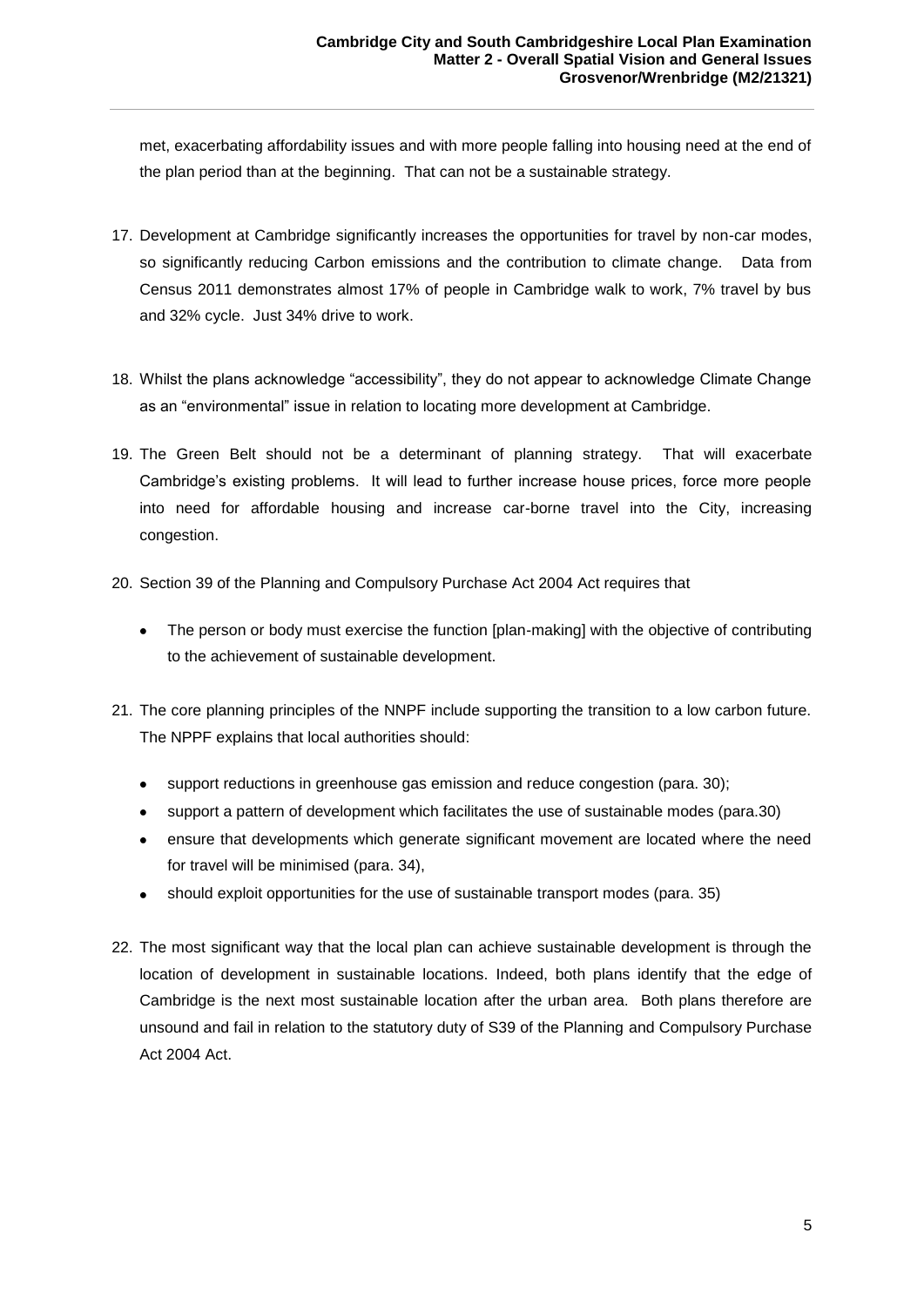met, exacerbating affordability issues and with more people falling into housing need at the end of the plan period than at the beginning. That can not be a sustainable strategy.

17. Development at Cambridge significantly increases the opportunities for travel by non-car modes, so significantly reducing Carbon emissions and the contribution to climate change. Data from Census 2011 demonstrates almost 17% of people in Cambridge walk to work, 7% travel by bus and 32% cycle. Just 34% drive to work.

18. Whilst the plans acknowledge "accessibility", they do not appear to acknowledge Climate Change as an "environmental" issue in relation to locating more development at Cambridge.

19. The Green Belt should not be a determinant of planning strategy. That will exacerbate Cambridge's existing problems. It will lead to further increase house prices, force more people into need for affordable housing and increase car-borne travel into the City, increasing congestion.

20. Section 39 of the Planning and Compulsory Purchase Act 2004 Act requires that

    - The person or body must exercise the function [plan-making] with the objective of contributing to the achievement of sustainable development.

21. The core planning principles of the NNPF include supporting the transition to a low carbon future. The NPPF explains that local authorities should:

    - support reductions in greenhouse gas emission and reduce congestion (para. 30);
    - support a pattern of development which facilitates the use of sustainable modes (para.30)
    - ensure that developments which generate significant movement are located where the need for travel will be minimised (para. 34),
    - should exploit opportunities for the use of sustainable transport modes (para. 35)

22. The most significant way that the local plan can achieve sustainable development is through the location of development in sustainable locations. Indeed, both plans identify that the edge of Cambridge is the next most sustainable location after the urban area. Both plans therefore are unsound and fail in relation to the statutory duty of S39 of the Planning and Compulsory Purchase Act 2004 Act.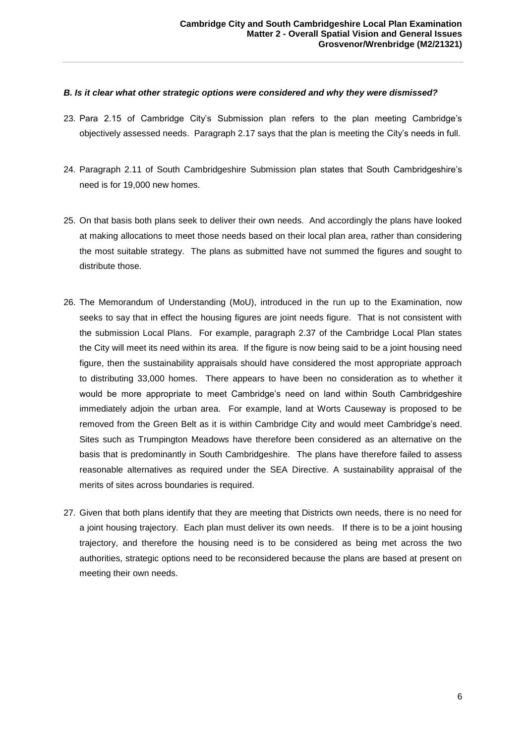***B. Is it clear what other strategic options were considered and why they were dismissed?***

23. Para 2.15 of Cambridge City's Submission plan refers to the plan meeting Cambridge's objectively assessed needs. Paragraph 2.17 says that the plan is meeting the City's needs in full.

24. Paragraph 2.11 of South Cambridgeshire Submission plan states that South Cambridgeshire's need is for 19,000 new homes.

25. On that basis both plans seek to deliver their own needs. And accordingly the plans have looked at making allocations to meet those needs based on their local plan area, rather than considering the most suitable strategy. The plans as submitted have not summed the figures and sought to distribute those.

26. The Memorandum of Understanding (MoU), introduced in the run up to the Examination, now seeks to say that in effect the housing figures are joint needs figure. That is not consistent with the submission Local Plans. For example, paragraph 2.37 of the Cambridge Local Plan states the City will meet its need within its area. If the figure is now being said to be a joint housing need figure, then the sustainability appraisals should have considered the most appropriate approach to distributing 33,000 homes. There appears to have been no consideration as to whether it would be more appropriate to meet Cambridge's need on land within South Cambridgeshire immediately adjoin the urban area. For example, land at Worts Causeway is proposed to be removed from the Green Belt as it is within Cambridge City and would meet Cambridge's need. Sites such as Trumpington Meadows have therefore been considered as an alternative on the basis that is predominantly in South Cambridgeshire. The plans have therefore failed to assess reasonable alternatives as required under the SEA Directive. A sustainability appraisal of the merits of sites across boundaries is required.

27. Given that both plans identify that they are meeting that Districts own needs, there is no need for a joint housing trajectory. Each plan must deliver its own needs. If there is to be a joint housing trajectory, and therefore the housing need is to be considered as being met across the two authorities, strategic options need to be reconsidered because the plans are based at present on meeting their own needs.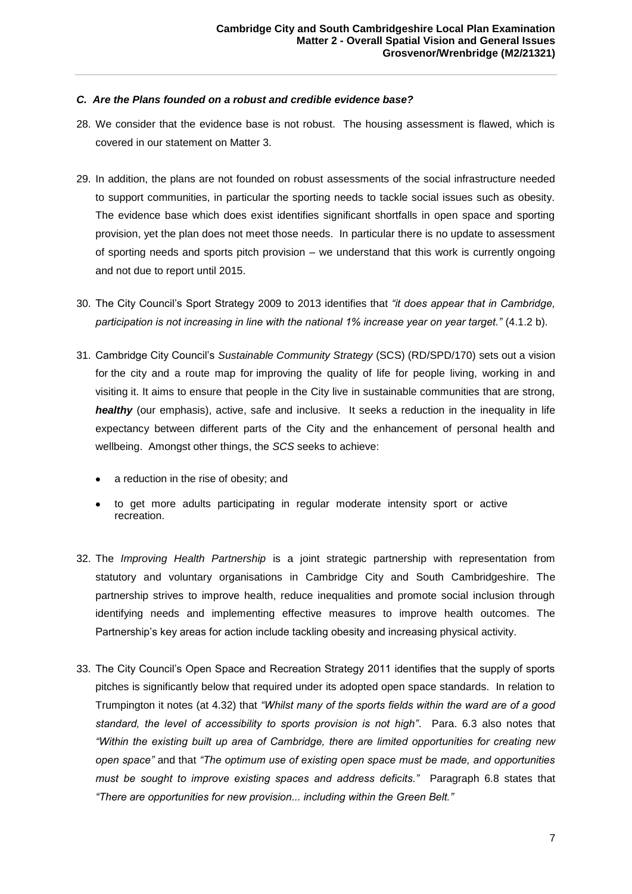### *C. Are the Plans founded on a robust and credible evidence base?*

28. We consider that the evidence base is not robust. The housing assessment is flawed, which is covered in our statement on Matter 3.

29. In addition, the plans are not founded on robust assessments of the social infrastructure needed to support communities, in particular the sporting needs to tackle social issues such as obesity. The evidence base which does exist identifies significant shortfalls in open space and sporting provision, yet the plan does not meet those needs. In particular there is no update to assessment of sporting needs and sports pitch provision – we understand that this work is currently ongoing and not due to report until 2015.

30. The City Council's Sport Strategy 2009 to 2013 identifies that *"it does appear that in Cambridge, participation is not increasing in line with the national 1% increase year on year target."* (4.1.2 b).

31. Cambridge City Council's *Sustainable Community Strategy* (SCS) (RD/SPD/170) sets out a vision for the city and a route map for improving the quality of life for people living, working in and visiting it. It aims to ensure that people in the City live in sustainable communities that are strong, ***healthy*** (our emphasis), active, safe and inclusive. It seeks a reduction in the inequality in life expectancy between different parts of the City and the enhancement of personal health and wellbeing. Amongst other things, the *SCS* seeks to achieve:

    - a reduction in the rise of obesity; and
    - to get more adults participating in regular moderate intensity sport or active recreation.

32. The *Improving Health Partnership* is a joint strategic partnership with representation from statutory and voluntary organisations in Cambridge City and South Cambridgeshire. The partnership strives to improve health, reduce inequalities and promote social inclusion through identifying needs and implementing effective measures to improve health outcomes. The Partnership's key areas for action include tackling obesity and increasing physical activity.

33. The City Council's Open Space and Recreation Strategy 2011 identifies that the supply of sports pitches is significantly below that required under its adopted open space standards. In relation to Trumpington it notes (at 4.32) that *"Whilst many of the sports fields within the ward are of a good standard, the level of accessibility to sports provision is not high"*. Para. 6.3 also notes that *"Within the existing built up area of Cambridge, there are limited opportunities for creating new open space"* and that *"The optimum use of existing open space must be made, and opportunities must be sought to improve existing spaces and address deficits."* Paragraph 6.8 states that *"There are opportunities for new provision... including within the Green Belt."*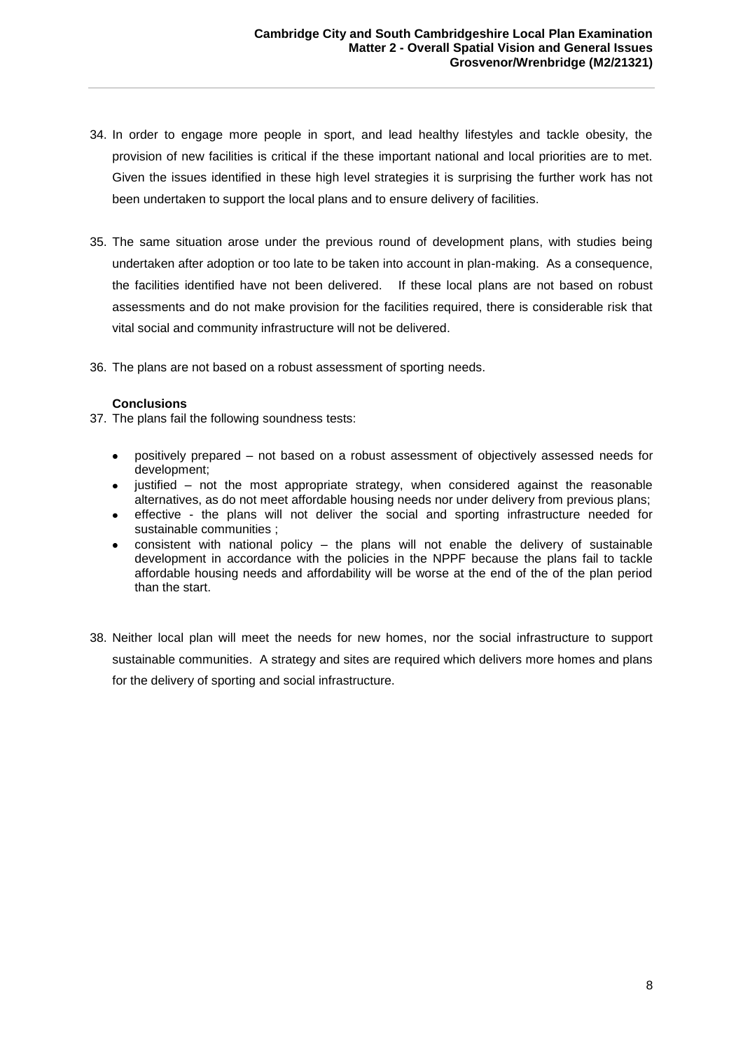34. In order to engage more people in sport, and lead healthy lifestyles and tackle obesity, the provision of new facilities is critical if the these important national and local priorities are to met. Given the issues identified in these high level strategies it is surprising the further work has not been undertaken to support the local plans and to ensure delivery of facilities.

35. The same situation arose under the previous round of development plans, with studies being undertaken after adoption or too late to be taken into account in plan-making. As a consequence, the facilities identified have not been delivered. If these local plans are not based on robust assessments and do not make provision for the facilities required, there is considerable risk that vital social and community infrastructure will not be delivered.

36. The plans are not based on a robust assessment of sporting needs.

**Conclusions**

37. The plans fail the following soundness tests:

- positively prepared – not based on a robust assessment of objectively assessed needs for development;
- justified – not the most appropriate strategy, when considered against the reasonable alternatives, as do not meet affordable housing needs nor under delivery from previous plans;
- effective - the plans will not deliver the social and sporting infrastructure needed for sustainable communities ;
- consistent with national policy – the plans will not enable the delivery of sustainable development in accordance with the policies in the NPPF because the plans fail to tackle affordable housing needs and affordability will be worse at the end of the of the plan period than the start.

38. Neither local plan will meet the needs for new homes, nor the social infrastructure to support sustainable communities. A strategy and sites are required which delivers more homes and plans for the delivery of sporting and social infrastructure.